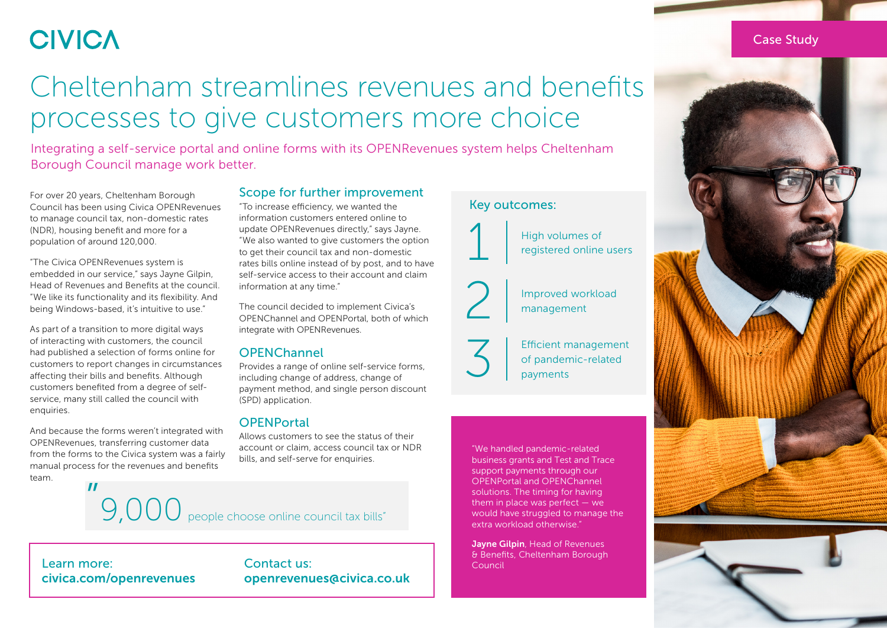CIVICA

Case Study

# Cheltenham streamlines revenues and benefits processes to give customers more choice

Integrating a self-service portal and online forms with its OPENRevenues system helps Cheltenham Borough Council manage work better.

For over 20 years, Cheltenham Borough Council has been using Civica OPENRevenues to manage council tax, non-domestic rates (NDR), housing benefit and more for a population of around 120,000.

"The Civica OPENRevenues system is embedded in our service," says Jayne Gilpin, Head of Revenues and Benefits at the council. "We like its functionality and its flexibility. And being Windows-based, it's intuitive to use."

As part of a transition to more digital ways of interacting with customers, the council had published a selection of forms online for customers to report changes in circumstances affecting their bills and benefits. Although customers benefited from a degree of self-service, many still called the council with enquiries.

And because the forms weren't integrated with OPENRevenues, transferring customer data from the forms to the Civica system was a fairly manual process for the revenues and benefits team.

## Scope for further improvement

"To increase efficiency, we wanted the information customers entered online to update OPENRevenues directly," says Jayne. "We also wanted to give customers the option to get their council tax and non-domestic rates bills online instead of by post, and to have self-service access to their account and claim information at any time."

The council decided to implement Civica's OPENChannel and OPENPortal, both of which integrate with OPENRevenues.

### OPENChannel

Provides a range of online self-service forms, including change of address, change of payment method, and single person discount (SPD) application.

### OPENPortal

Allows customers to see the status of their account or claim, access council tax or NDR bills, and self-serve for enquiries.

> "9,000 people choose online council tax bills"

## Key outcomes:

1. High volumes of registered online users
2. Improved workload management
3. Efficient management of pandemic-related payments

> "We handled pandemic-related business grants and Test and Trace support payments through our OPENPortal and OPENChannel solutions. The timing for having them in place was perfect — we would have struggled to manage the extra workload otherwise."
>
> **Jayne Gilpin**, Head of Revenues & Benefits, Cheltenham Borough Council

Learn more: **civica.com/openrevenues**

Contact us: **openrevenues@civica.co.uk**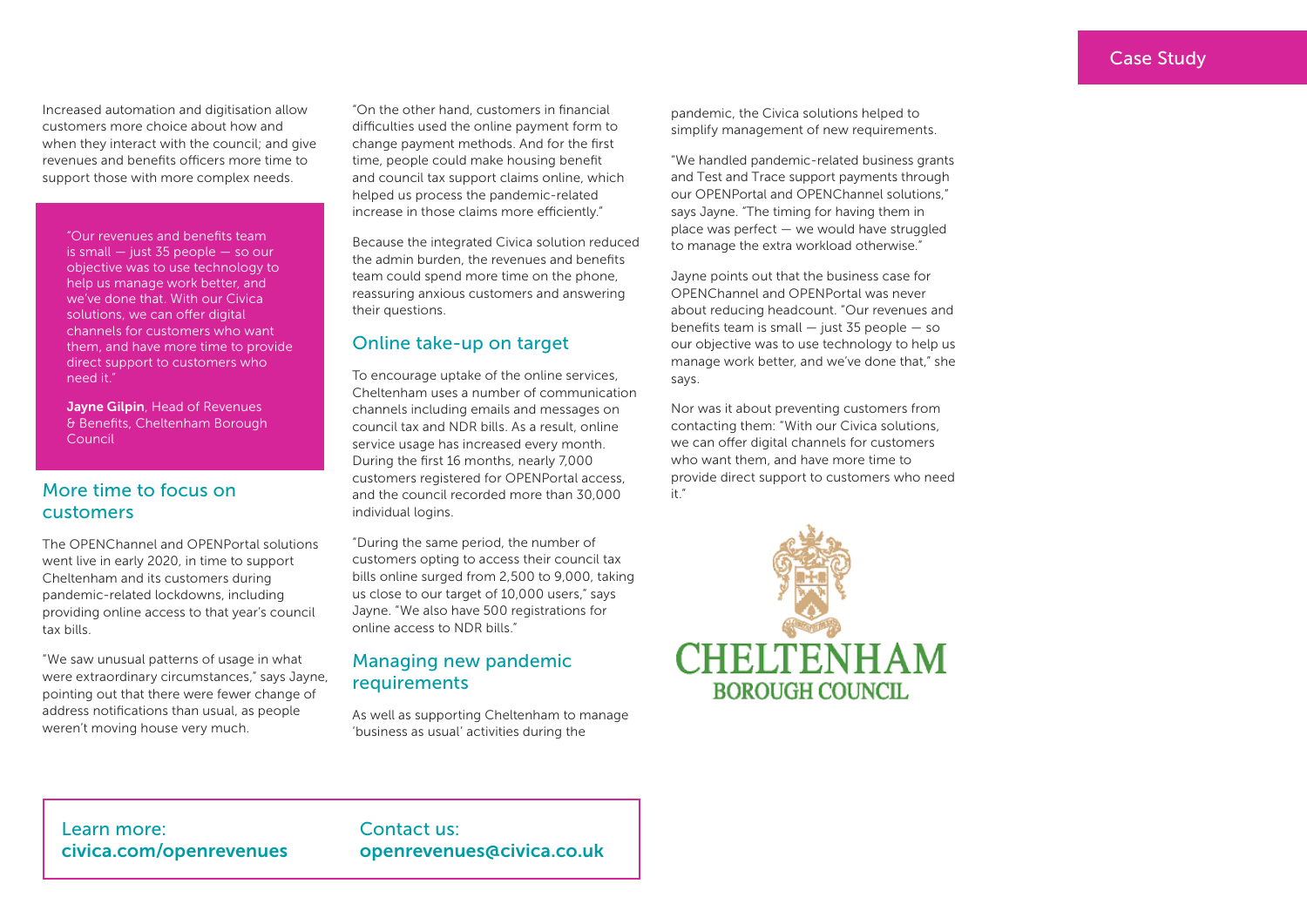Case Study

Increased automation and digitisation allow customers more choice about how and when they interact with the council; and give revenues and benefits officers more time to support those with more complex needs.

> "Our revenues and benefits team is small — just 35 people — so our objective was to use technology to help us manage work better, and we've done that. With our Civica solutions, we can offer digital channels for customers who want them, and have more time to provide direct support to customers who need it."
>
> **Jayne Gilpin**, Head of Revenues & Benefits, Cheltenham Borough Council

## More time to focus on customers

The OPENChannel and OPENPortal solutions went live in early 2020, in time to support Cheltenham and its customers during pandemic-related lockdowns, including providing online access to that year's council tax bills.

"We saw unusual patterns of usage in what were extraordinary circumstances," says Jayne, pointing out that there were fewer change of address notifications than usual, as people weren't moving house very much.

"On the other hand, customers in financial difficulties used the online payment form to change payment methods. And for the first time, people could make housing benefit and council tax support claims online, which helped us process the pandemic-related increase in those claims more efficiently."

Because the integrated Civica solution reduced the admin burden, the revenues and benefits team could spend more time on the phone, reassuring anxious customers and answering their questions.

## Online take-up on target

To encourage uptake of the online services, Cheltenham uses a number of communication channels including emails and messages on council tax and NDR bills. As a result, online service usage has increased every month. During the first 16 months, nearly 7,000 customers registered for OPENPortal access, and the council recorded more than 30,000 individual logins.

"During the same period, the number of customers opting to access their council tax bills online surged from 2,500 to 9,000, taking us close to our target of 10,000 users," says Jayne. "We also have 500 registrations for online access to NDR bills."

## Managing new pandemic requirements

As well as supporting Cheltenham to manage 'business as usual' activities during the pandemic, the Civica solutions helped to simplify management of new requirements.

"We handled pandemic-related business grants and Test and Trace support payments through our OPENPortal and OPENChannel solutions," says Jayne. "The timing for having them in place was perfect — we would have struggled to manage the extra workload otherwise."

Jayne points out that the business case for OPENChannel and OPENPortal was never about reducing headcount. "Our revenues and benefits team is small — just 35 people — so our objective was to use technology to help us manage work better, and we've done that," she says.

Nor was it about preventing customers from contacting them: "With our Civica solutions, we can offer digital channels for customers who want them, and have more time to provide direct support to customers who need it."

CHELTENHAM BOROUGH COUNCIL

Learn more:
**civica.com/openrevenues**

Contact us:
**openrevenues@civica.co.uk**